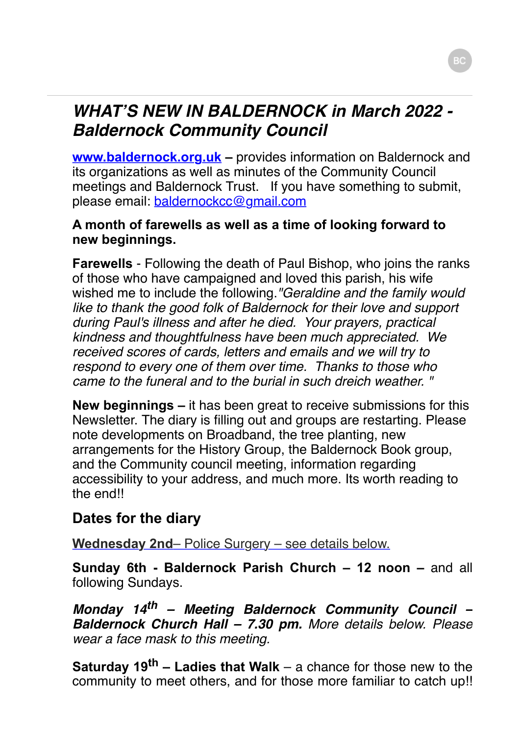# *WHAT'S NEW IN BALDERNOCK in March 2022 - Baldernock Community Council*

**[www.baldernock.org.uk](http://www.baldernock.org.uk) –** provides information on Baldernock and its organizations as well as minutes of the Community Council meetings and Baldernock Trust. If you have something to submit, please email: [baldernockcc@gmail.com](mailto:baldernockcc@gmail.com)

**A month of farewells as well as a time of looking forward to new beginnings.**

**Farewells** - Following the death of Paul Bishop, who joins the ranks of those who have campaigned and loved this parish, his wife wished me to include the following.*"Geraldine and the family would like to thank the good folk of Baldernock for their love and support during Paul's illness and after he died. Your prayers, practical kindness and thoughtfulness have been much appreciated. We received scores of cards, letters and emails and we will try to respond to every one of them over time. Thanks to those who came to the funeral and to the burial in such dreich weather. "*

**New beginnings –** it has been great to receive submissions for this Newsletter. The diary is filling out and groups are restarting. Please note developments on Broadband, the tree planting, new arrangements for the History Group, the Baldernock Book group, and the Community council meeting, information regarding accessibility to your address, and much more. Its worth reading to the end!!

## Dates for the diary

**Wednesday 2nd**– Police Surgery – see details below.

**Sunday 6th - Baldernock Parish Church – 12 noon –** and all following Sundays.

***Monday 14th – Meeting Baldernock Community Council – Baldernock Church Hall – 7.30 pm.*** *More details below. Please wear a face mask to this meeting.*

**Saturday 19th – Ladies that Walk** – a chance for those new to the community to meet others, and for those more familiar to catch up!!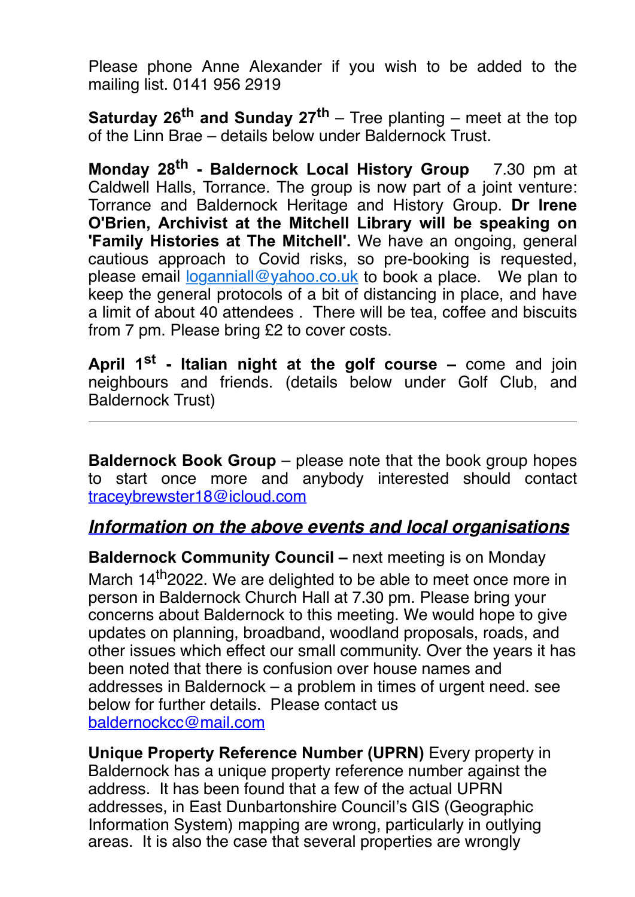Please phone Anne Alexander if you wish to be added to the mailing list. 0141 956 2919

**Saturday 26th and Sunday 27th** – Tree planting – meet at the top of the Linn Brae – details below under Baldernock Trust.

**Monday 28th - Baldernock Local History Group** 7.30 pm at Caldwell Halls, Torrance. The group is now part of a joint venture: Torrance and Baldernock Heritage and History Group. **Dr Irene O'Brien, Archivist at the Mitchell Library will be speaking on 'Family Histories at The Mitchell'.** We have an ongoing, general cautious approach to Covid risks, so pre-booking is requested, please email loganniall@yahoo.co.uk to book a place. We plan to keep the general protocols of a bit of distancing in place, and have a limit of about 40 attendees . There will be tea, coffee and biscuits from 7 pm. Please bring £2 to cover costs.

**April 1st - Italian night at the golf course –** come and join neighbours and friends. (details below under Golf Club, and Baldernock Trust)

---

**Baldernock Book Group** – please note that the book group hopes to start once more and anybody interested should contact traceybrewster18@icloud.com

## ***Information on the above events and local organisations***

**Baldernock Community Council –** next meeting is on Monday March 14th2022. We are delighted to be able to meet once more in person in Baldernock Church Hall at 7.30 pm. Please bring your concerns about Baldernock to this meeting. We would hope to give updates on planning, broadband, woodland proposals, roads, and other issues which effect our small community. Over the years it has been noted that there is confusion over house names and addresses in Baldernock – a problem in times of urgent need. see below for further details. Please contact us baldernockcc@mail.com

**Unique Property Reference Number (UPRN)** Every property in Baldernock has a unique property reference number against the address. It has been found that a few of the actual UPRN addresses, in East Dunbartonshire Council's GIS (Geographic Information System) mapping are wrong, particularly in outlying areas. It is also the case that several properties are wrongly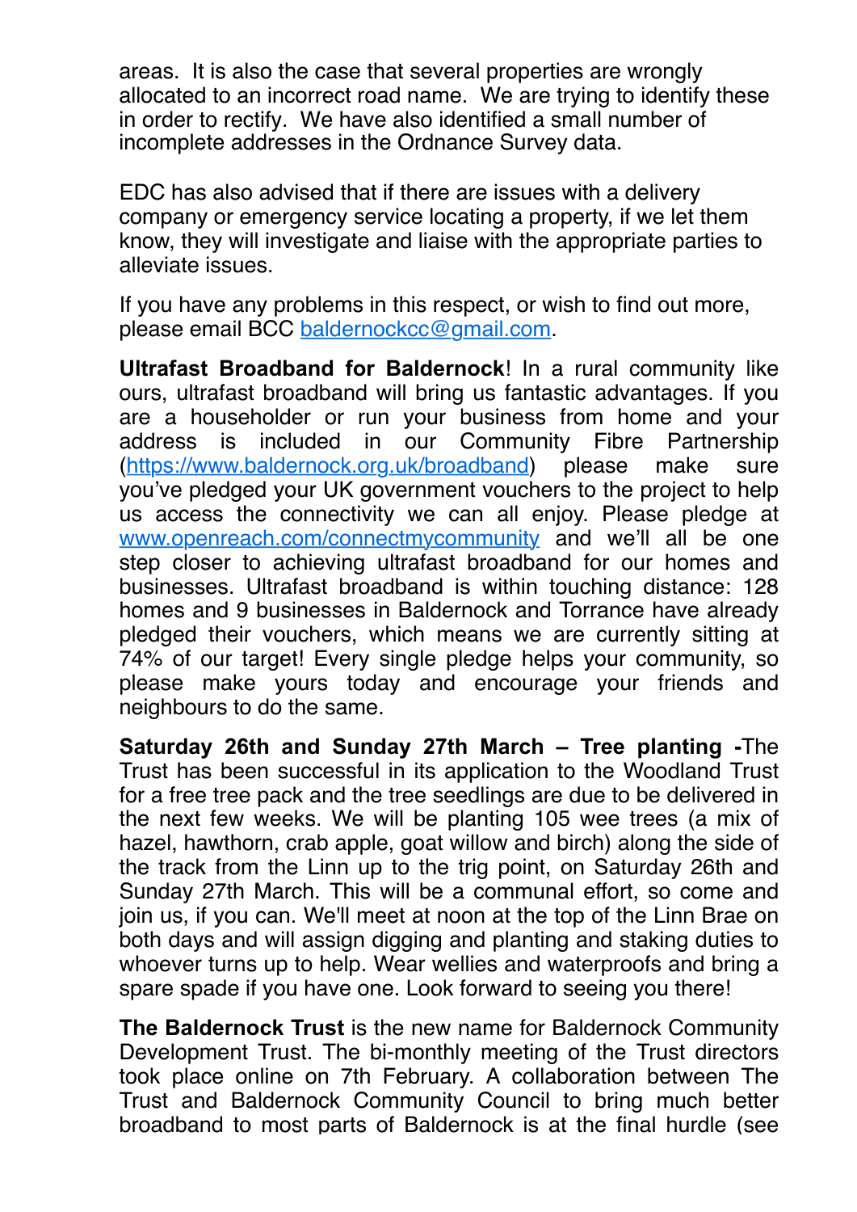areas. It is also the case that several properties are wrongly allocated to an incorrect road name. We are trying to identify these in order to rectify. We have also identified a small number of incomplete addresses in the Ordnance Survey data.

EDC has also advised that if there are issues with a delivery company or emergency service locating a property, if we let them know, they will investigate and liaise with the appropriate parties to alleviate issues.

If you have any problems in this respect, or wish to find out more, please email BCC baldernockcc@gmail.com.

**Ultrafast Broadband for Baldernock**! In a rural community like ours, ultrafast broadband will bring us fantastic advantages. If you are a householder or run your business from home and your address is included in our Community Fibre Partnership (https://www.baldernock.org.uk/broadband) please make sure you've pledged your UK government vouchers to the project to help us access the connectivity we can all enjoy. Please pledge at www.openreach.com/connectmycommunity and we'll all be one step closer to achieving ultrafast broadband for our homes and businesses. Ultrafast broadband is within touching distance: 128 homes and 9 businesses in Baldernock and Torrance have already pledged their vouchers, which means we are currently sitting at 74% of our target! Every single pledge helps your community, so please make yours today and encourage your friends and neighbours to do the same.

**Saturday 26th and Sunday 27th March – Tree planting -**The Trust has been successful in its application to the Woodland Trust for a free tree pack and the tree seedlings are due to be delivered in the next few weeks. We will be planting 105 wee trees (a mix of hazel, hawthorn, crab apple, goat willow and birch) along the side of the track from the Linn up to the trig point, on Saturday 26th and Sunday 27th March. This will be a communal effort, so come and join us, if you can. We'll meet at noon at the top of the Linn Brae on both days and will assign digging and planting and staking duties to whoever turns up to help. Wear wellies and waterproofs and bring a spare spade if you have one. Look forward to seeing you there!

**The Baldernock Trust** is the new name for Baldernock Community Development Trust. The bi-monthly meeting of the Trust directors took place online on 7th February. A collaboration between The Trust and Baldernock Community Council to bring much better broadband to most parts of Baldernock is at the final hurdle (see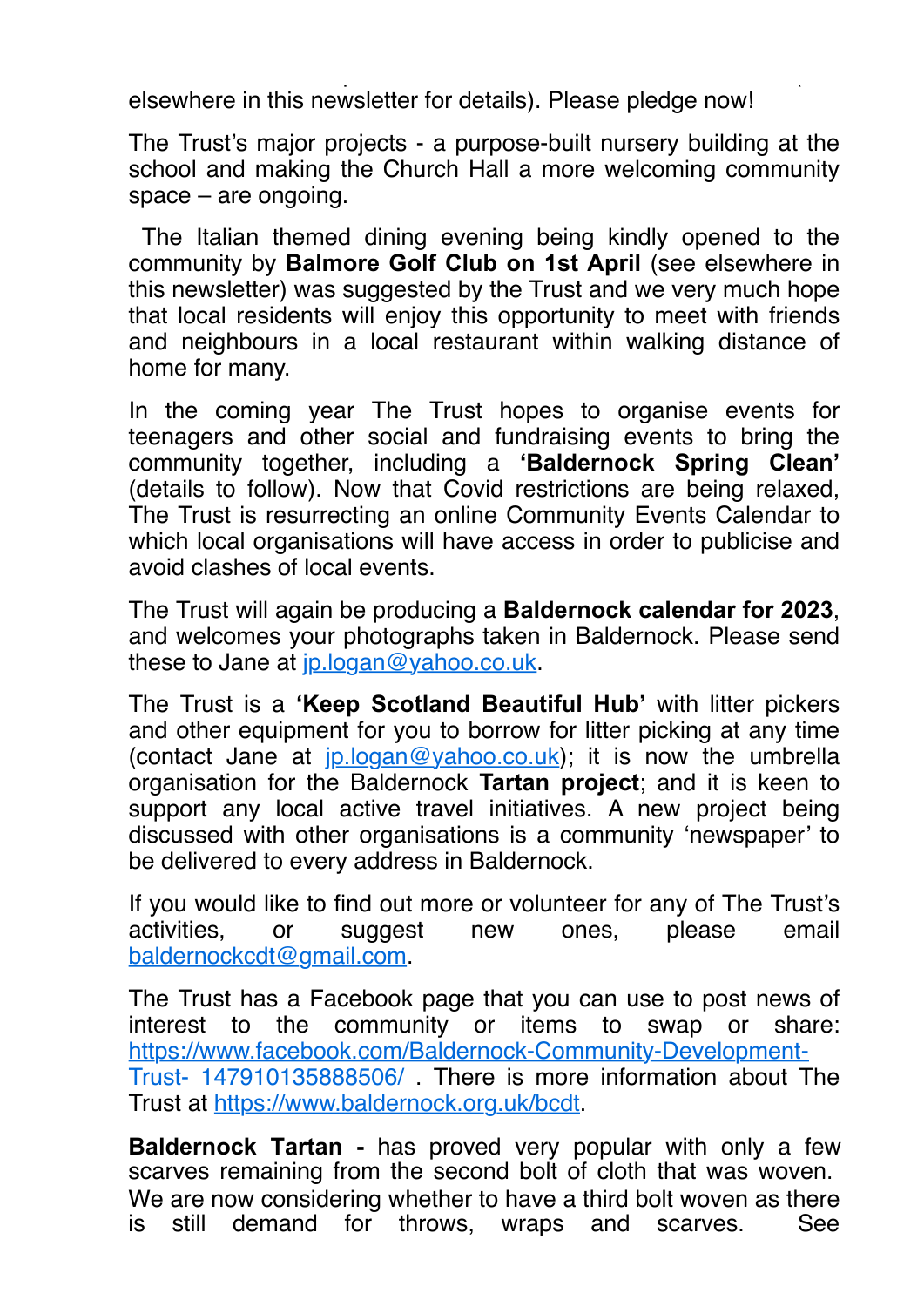elsewhere in this newsletter for details). Please pledge now!

The Trust's major projects - a purpose-built nursery building at the school and making the Church Hall a more welcoming community space – are ongoing.

The Italian themed dining evening being kindly opened to the community by **Balmore Golf Club on 1st April** (see elsewhere in this newsletter) was suggested by the Trust and we very much hope that local residents will enjoy this opportunity to meet with friends and neighbours in a local restaurant within walking distance of home for many.

In the coming year The Trust hopes to organise events for teenagers and other social and fundraising events to bring the community together, including a **'Baldernock Spring Clean'** (details to follow). Now that Covid restrictions are being relaxed, The Trust is resurrecting an online Community Events Calendar to which local organisations will have access in order to publicise and avoid clashes of local events.

The Trust will again be producing a **Baldernock calendar for 2023**, and welcomes your photographs taken in Baldernock. Please send these to Jane at jp.logan@yahoo.co.uk.

The Trust is a **'Keep Scotland Beautiful Hub'** with litter pickers and other equipment for you to borrow for litter picking at any time (contact Jane at jp.logan@yahoo.co.uk); it is now the umbrella organisation for the Baldernock **Tartan project**; and it is keen to support any local active travel initiatives. A new project being discussed with other organisations is a community 'newspaper' to be delivered to every address in Baldernock.

If you would like to find out more or volunteer for any of The Trust's activities, or suggest new ones, please email baldernockcdt@gmail.com.

The Trust has a Facebook page that you can use to post news of interest to the community or items to swap or share: https://www.facebook.com/Baldernock-Community-Development-Trust- 147910135888506/ . There is more information about The Trust at https://www.baldernock.org.uk/bcdt.

**Baldernock Tartan -** has proved very popular with only a few scarves remaining from the second bolt of cloth that was woven. We are now considering whether to have a third bolt woven as there is still demand for throws, wraps and scarves. See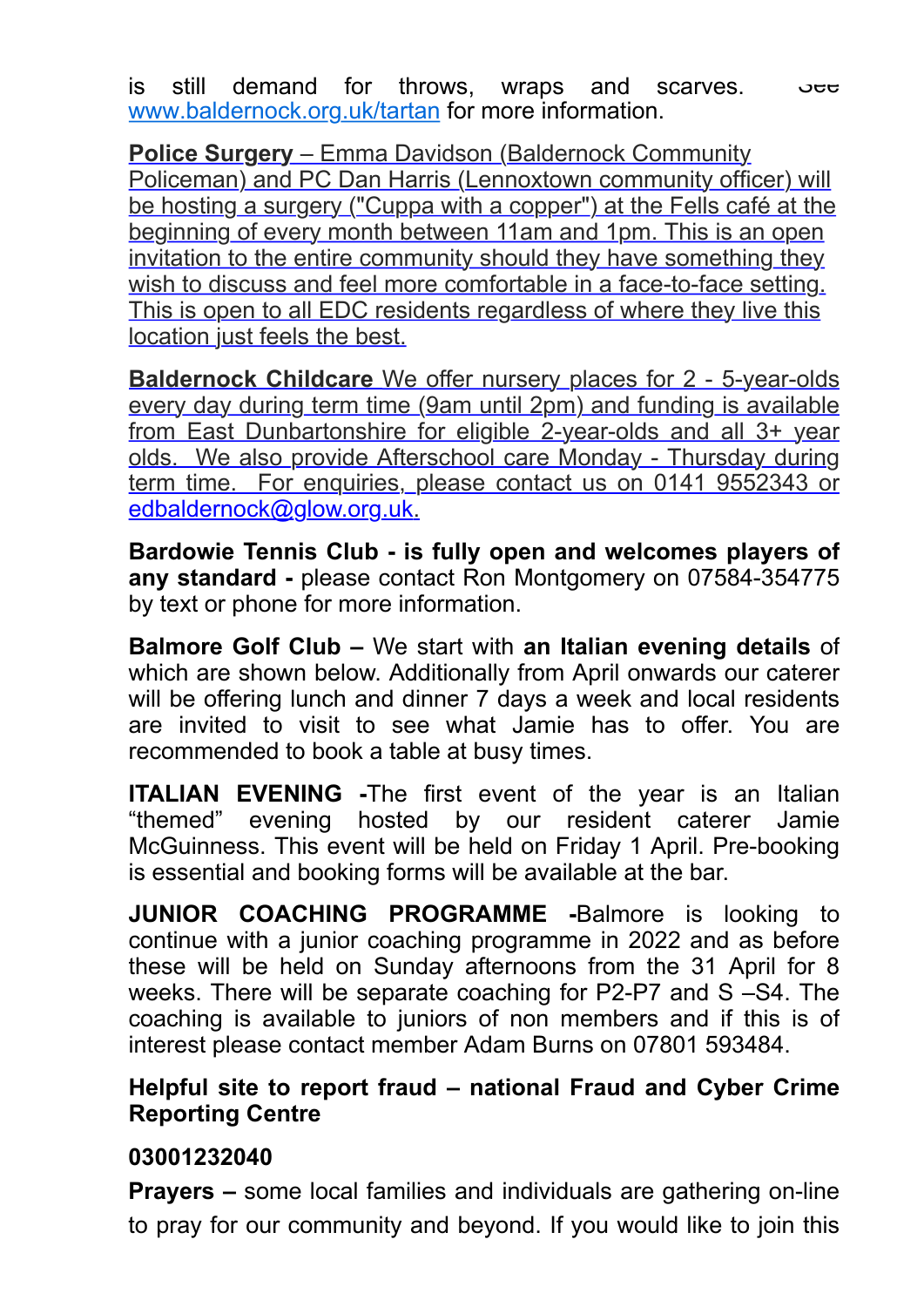is still demand for throws, wraps and scarves. See [www.baldernock.org.uk/tartan](http://www.baldernock.org.uk/tartan) for more information.

**Police Surgery** – Emma Davidson (Baldernock Community Policeman) and PC Dan Harris (Lennoxtown community officer) will be hosting a surgery ("Cuppa with a copper") at the Fells café at the beginning of every month between 11am and 1pm. This is an open invitation to the entire community should they have something they wish to discuss and feel more comfortable in a face-to-face setting. This is open to all EDC residents regardless of where they live this location just feels the best.

**Baldernock Childcare** We offer nursery places for 2 - 5-year-olds every day during term time (9am until 2pm) and funding is available from East Dunbartonshire for eligible 2-year-olds and all 3+ year olds. We also provide Afterschool care Monday - Thursday during term time. For enquiries, please contact us on 0141 9552343 or edbaldernock@glow.org.uk.

**Bardowie Tennis Club - is fully open and welcomes players of any standard -** please contact Ron Montgomery on 07584-354775 by text or phone for more information.

**Balmore Golf Club –** We start with **an Italian evening details** of which are shown below. Additionally from April onwards our caterer will be offering lunch and dinner 7 days a week and local residents are invited to visit to see what Jamie has to offer. You are recommended to book a table at busy times.

**ITALIAN EVENING -**The first event of the year is an Italian "themed" evening hosted by our resident caterer Jamie McGuinness. This event will be held on Friday 1 April. Pre-booking is essential and booking forms will be available at the bar.

**JUNIOR COACHING PROGRAMME -**Balmore is looking to continue with a junior coaching programme in 2022 and as before these will be held on Sunday afternoons from the 31 April for 8 weeks. There will be separate coaching for P2-P7 and S –S4. The coaching is available to juniors of non members and if this is of interest please contact member Adam Burns on 07801 593484.

**Helpful site to report fraud – national Fraud and Cyber Crime Reporting Centre**

**03001232040**

**Prayers –** some local families and individuals are gathering on-line to pray for our community and beyond. If you would like to join this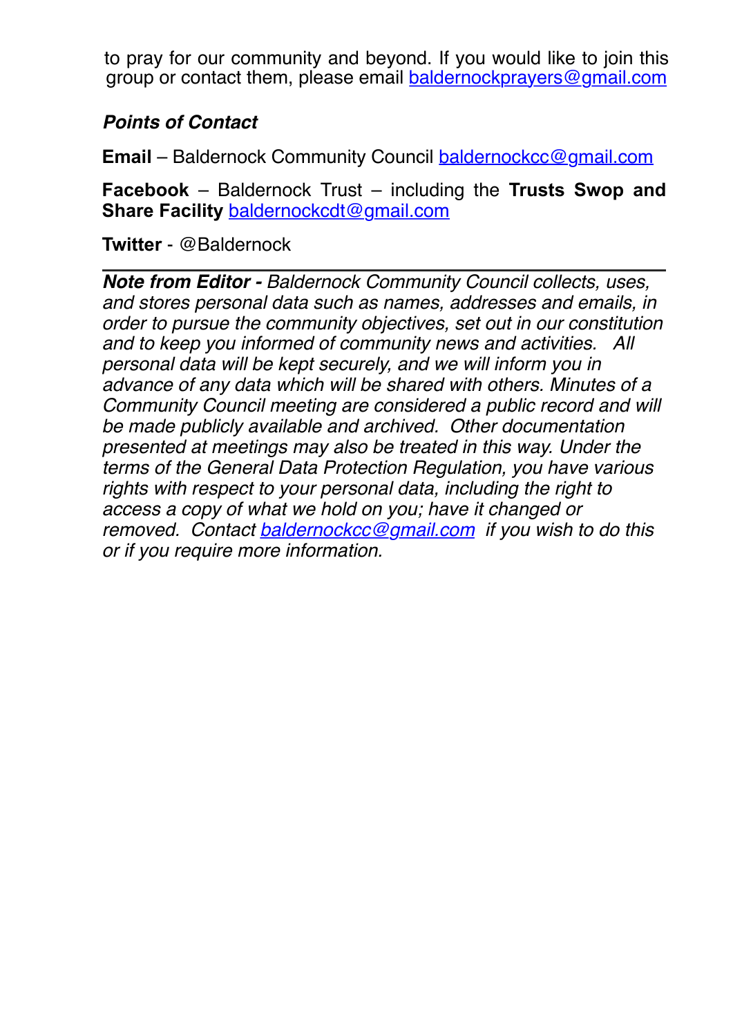to pray for our community and beyond. If you would like to join this group or contact them, please email baldernockprayers@gmail.com

***Points of Contact***

**Email** – Baldernock Community Council baldernockcc@gmail.com

**Facebook** – Baldernock Trust – including the **Trusts Swop and Share Facility** baldernockcdt@gmail.com

**Twitter** - @Baldernock

---

***Note from Editor -*** *Baldernock Community Council collects, uses, and stores personal data such as names, addresses and emails, in order to pursue the community objectives, set out in our constitution and to keep you informed of community news and activities. All personal data will be kept securely, and we will inform you in advance of any data which will be shared with others. Minutes of a Community Council meeting are considered a public record and will be made publicly available and archived. Other documentation presented at meetings may also be treated in this way. Under the terms of the General Data Protection Regulation, you have various rights with respect to your personal data, including the right to access a copy of what we hold on you; have it changed or removed. Contact baldernockcc@gmail.com if you wish to do this or if you require more information.*